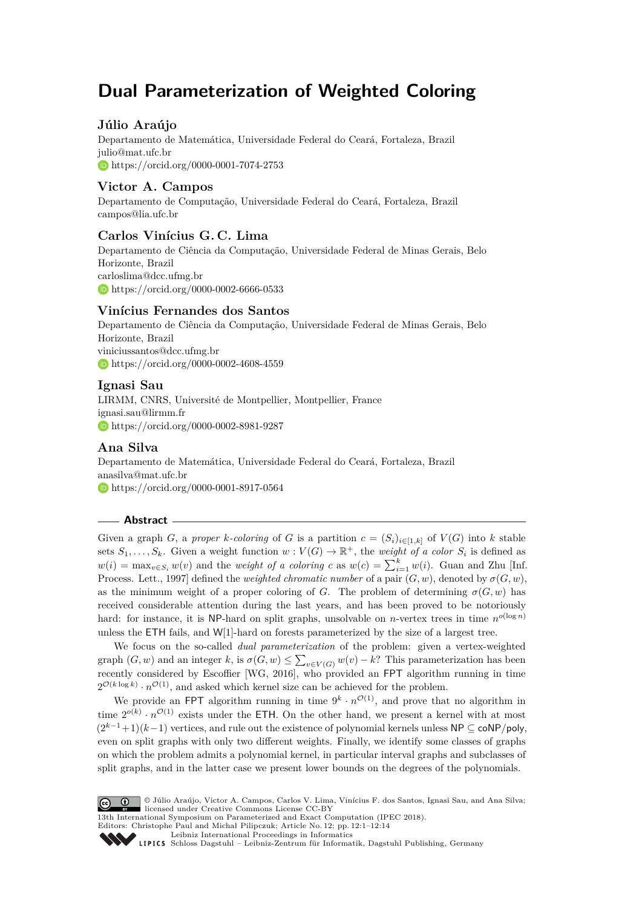# Dual Parameterization of Weighted Coloring

### Júlio Araújo

Departamento de Matemática, Universidade Federal do Ceará, Fortaleza, Brazil
julio@mat.ufc.br
https://orcid.org/0000-0001-7074-2753

### Victor A. Campos

Departamento de Computação, Universidade Federal do Ceará, Fortaleza, Brazil
campos@lia.ufc.br

### Carlos Vinícius G. C. Lima

Departamento de Ciência da Computação, Universidade Federal de Minas Gerais, Belo Horizonte, Brazil
carloslima@dcc.ufmg.br
https://orcid.org/0000-0002-6666-0533

### Vinícius Fernandes dos Santos

Departamento de Ciência da Computação, Universidade Federal de Minas Gerais, Belo Horizonte, Brazil
viniciussantos@dcc.ufmg.br
https://orcid.org/0000-0002-4608-4559

### Ignasi Sau

LIRMM, CNRS, Université de Montpellier, Montpellier, France
ignasi.sau@lirmm.fr
https://orcid.org/0000-0002-8981-9287

### Ana Silva

Departamento de Matemática, Universidade Federal do Ceará, Fortaleza, Brazil
anasilva@mat.ufc.br
https://orcid.org/0000-0001-8917-0564

## Abstract

Given a graph $G$, a *proper $k$-coloring* of $G$ is a partition $c = (S_i)_{i\in[1,k]}$ of $V(G)$ into $k$ stable sets $S_1, \ldots, S_k$. Given a weight function $w : V(G) \to \mathbb{R}^+$, the *weight of a color $S_i$* is defined as $w(i) = \max_{v\in S_i} w(v)$ and the *weight of a coloring $c$* as $w(c) = \sum_{i=1}^{k} w(i)$. Guan and Zhu [Inf. Process. Lett., 1997] defined the *weighted chromatic number* of a pair $(G, w)$, denoted by $\sigma(G, w)$, as the minimum weight of a proper coloring of $G$. The problem of determining $\sigma(G, w)$ has received considerable attention during the last years, and has been proved to be notoriously hard: for instance, it is NP-hard on split graphs, unsolvable on $n$-vertex trees in time $n^{o(\log n)}$ unless the ETH fails, and W[1]-hard on forests parameterized by the size of a largest tree.

We focus on the so-called *dual parameterization* of the problem: given a vertex-weighted graph $(G, w)$ and an integer $k$, is $\sigma(G, w) \leq \sum_{v\in V(G)} w(v) - k$? This parameterization has been recently considered by Escoffier [WG, 2016], who provided an FPT algorithm running in time $2^{\mathcal{O}(k \log k)} \cdot n^{\mathcal{O}(1)}$, and asked which kernel size can be achieved for the problem.

We provide an FPT algorithm running in time $9^k \cdot n^{\mathcal{O}(1)}$, and prove that no algorithm in time $2^{o(k)} \cdot n^{\mathcal{O}(1)}$ exists under the ETH. On the other hand, we present a kernel with at most $(2^{k-1}+1)(k-1)$ vertices, and rule out the existence of polynomial kernels unless NP $\subseteq$ coNP/poly, even on split graphs with only two different weights. Finally, we identify some classes of graphs on which the problem admits a polynomial kernel, in particular interval graphs and subclasses of split graphs, and in the latter case we present lower bounds on the degrees of the polynomials.

© Júlio Araújo, Victor A. Campos, Carlos V. Lima, Vinícius F. dos Santos, Ignasi Sau, and Ana Silva; licensed under Creative Commons License CC-BY
13th International Symposium on Parameterized and Exact Computation (IPEC 2018).
Editors: Christophe Paul and Michał Pilipczuk; Article No. 12; pp. 12:1–12:14
Leibniz International Proceedings in Informatics
Schloss Dagstuhl – Leibniz-Zentrum für Informatik, Dagstuhl Publishing, Germany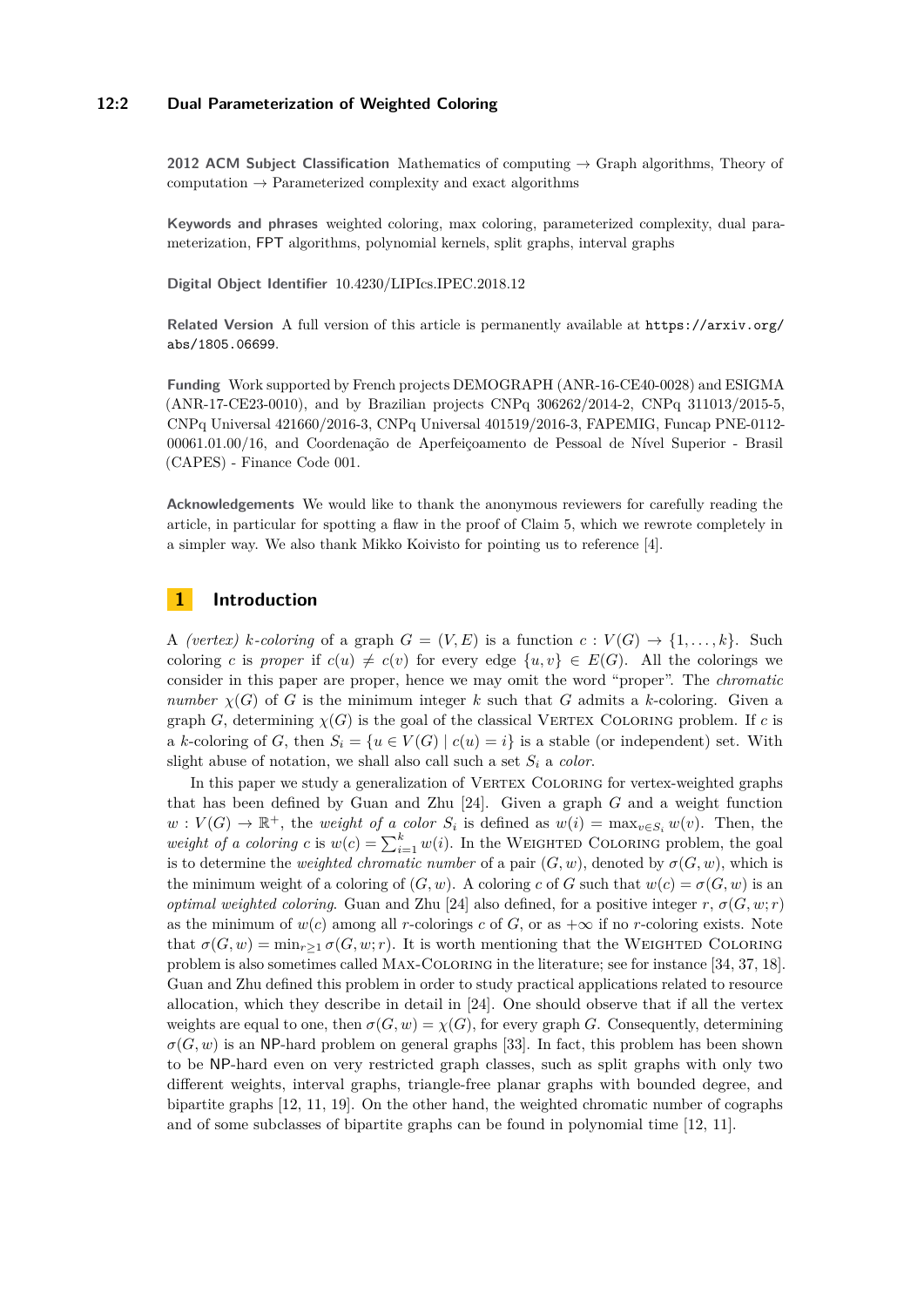**2012 ACM Subject Classification** Mathematics of computing → Graph algorithms, Theory of computation → Parameterized complexity and exact algorithms

**Keywords and phrases** weighted coloring, max coloring, parameterized complexity, dual parameterization, FPT algorithms, polynomial kernels, split graphs, interval graphs

**Digital Object Identifier** 10.4230/LIPIcs.IPEC.2018.12

**Related Version** A full version of this article is permanently available at `https://arxiv.org/abs/1805.06699`.

**Funding** Work supported by French projects DEMOGRAPH (ANR-16-CE40-0028) and ESIGMA (ANR-17-CE23-0010), and by Brazilian projects CNPq 306262/2014-2, CNPq 311013/2015-5, CNPq Universal 421660/2016-3, CNPq Universal 401519/2016-3, FAPEMIG, Funcap PNE-0112-00061.01.00/16, and Coordenação de Aperfeiçoamento de Pessoal de Nível Superior - Brasil (CAPES) - Finance Code 001.

**Acknowledgements** We would like to thank the anonymous reviewers for carefully reading the article, in particular for spotting a flaw in the proof of Claim 5, which we rewrote completely in a simpler way. We also thank Mikko Koivisto for pointing us to reference [4].

## 1 Introduction

A *(vertex) k-coloring* of a graph $G = (V, E)$ is a function $c : V(G) \to \{1, \ldots, k\}$. Such coloring $c$ is *proper* if $c(u) \neq c(v)$ for every edge $\{u, v\} \in E(G)$. All the colorings we consider in this paper are proper, hence we may omit the word "proper". The *chromatic number* $\chi(G)$ of $G$ is the minimum integer $k$ such that $G$ admits a $k$-coloring. Given a graph $G$, determining $\chi(G)$ is the goal of the classical Vertex Coloring problem. If $c$ is a $k$-coloring of $G$, then $S_i = \{u \in V(G) \mid c(u) = i\}$ is a stable (or independent) set. With slight abuse of notation, we shall also call such a set $S_i$ a *color*.

In this paper we study a generalization of Vertex Coloring for vertex-weighted graphs that has been defined by Guan and Zhu [24]. Given a graph $G$ and a weight function $w : V(G) \to \mathbb{R}^+$, the *weight of a color* $S_i$ is defined as $w(i) = \max_{v \in S_i} w(v)$. Then, the *weight of a coloring* $c$ is $w(c) = \sum_{i=1}^{k} w(i)$. In the Weighted Coloring problem, the goal is to determine the *weighted chromatic number* of a pair $(G, w)$, denoted by $\sigma(G, w)$, which is the minimum weight of a coloring of $(G, w)$. A coloring $c$ of $G$ such that $w(c) = \sigma(G, w)$ is an *optimal weighted coloring*. Guan and Zhu [24] also defined, for a positive integer $r$, $\sigma(G, w; r)$ as the minimum of $w(c)$ among all $r$-colorings $c$ of $G$, or as $+\infty$ if no $r$-coloring exists. Note that $\sigma(G, w) = \min_{r \geq 1} \sigma(G, w; r)$. It is worth mentioning that the Weighted Coloring problem is also sometimes called Max-Coloring in the literature; see for instance [34, 37, 18]. Guan and Zhu defined this problem in order to study practical applications related to resource allocation, which they describe in detail in [24]. One should observe that if all the vertex weights are equal to one, then $\sigma(G, w) = \chi(G)$, for every graph $G$. Consequently, determining $\sigma(G, w)$ is an NP-hard problem on general graphs [33]. In fact, this problem has been shown to be NP-hard even on very restricted graph classes, such as split graphs with only two different weights, interval graphs, triangle-free planar graphs with bounded degree, and bipartite graphs [12, 11, 19]. On the other hand, the weighted chromatic number of cographs and of some subclasses of bipartite graphs can be found in polynomial time [12, 11].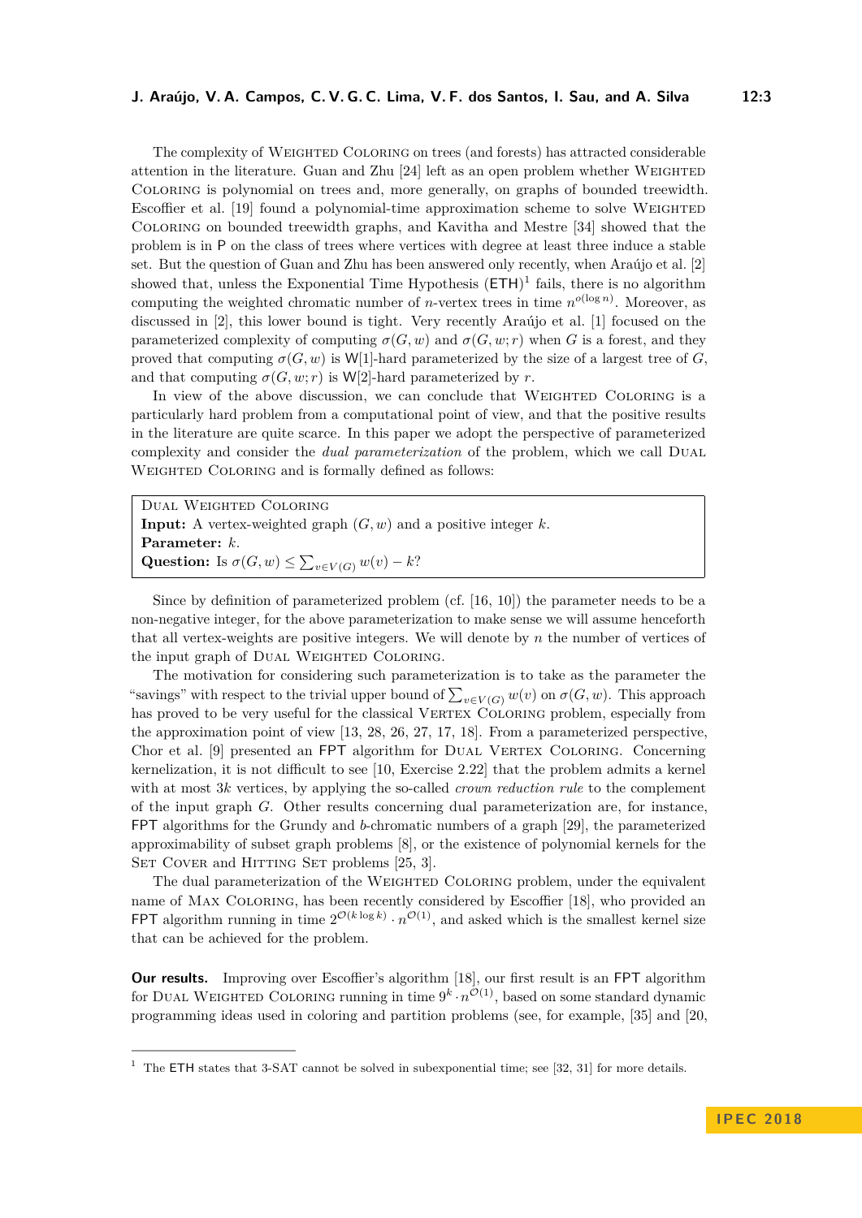The complexity of Weighted Coloring on trees (and forests) has attracted considerable attention in the literature. Guan and Zhu [24] left as an open problem whether Weighted Coloring is polynomial on trees and, more generally, on graphs of bounded treewidth. Escoffier et al. [19] found a polynomial-time approximation scheme to solve Weighted Coloring on bounded treewidth graphs, and Kavitha and Mestre [34] showed that the problem is in P on the class of trees where vertices with degree at least three induce a stable set. But the question of Guan and Zhu has been answered only recently, when Araújo et al. [2] showed that, unless the Exponential Time Hypothesis (ETH)[1] fails, there is no algorithm computing the weighted chromatic number of $n$-vertex trees in time $n^{o(\log n)}$. Moreover, as discussed in [2], this lower bound is tight. Very recently Araújo et al. [1] focused on the parameterized complexity of computing $\sigma(G, w)$ and $\sigma(G, w; r)$ when $G$ is a forest, and they proved that computing $\sigma(G, w)$ is W[1]-hard parameterized by the size of a largest tree of $G$, and that computing $\sigma(G, w; r)$ is W[2]-hard parameterized by $r$.

In view of the above discussion, we can conclude that Weighted Coloring is a particularly hard problem from a computational point of view, and that the positive results in the literature are quite scarce. In this paper we adopt the perspective of parameterized complexity and consider the *dual parameterization* of the problem, which we call Dual Weighted Coloring and is formally defined as follows:

> Dual Weighted Coloring
> **Input:** A vertex-weighted graph $(G, w)$ and a positive integer $k$.
> **Parameter:** $k$.
> **Question:** Is $\sigma(G, w) \leq \sum_{v \in V(G)} w(v) - k$?

Since by definition of parameterized problem (cf. [16, 10]) the parameter needs to be a non-negative integer, for the above parameterization to make sense we will assume henceforth that all vertex-weights are positive integers. We will denote by $n$ the number of vertices of the input graph of Dual Weighted Coloring.

The motivation for considering such parameterization is to take as the parameter the "savings" with respect to the trivial upper bound of $\sum_{v \in V(G)} w(v)$ on $\sigma(G, w)$. This approach has proved to be very useful for the classical Vertex Coloring problem, especially from the approximation point of view [13, 28, 26, 27, 17, 18]. From a parameterized perspective, Chor et al. [9] presented an FPT algorithm for Dual Vertex Coloring. Concerning kernelization, it is not difficult to see [10, Exercise 2.22] that the problem admits a kernel with at most $3k$ vertices, by applying the so-called *crown reduction rule* to the complement of the input graph $G$. Other results concerning dual parameterization are, for instance, FPT algorithms for the Grundy and $b$-chromatic numbers of a graph [29], the parameterized approximability of subset graph problems [8], or the existence of polynomial kernels for the Set Cover and Hitting Set problems [25, 3].

The dual parameterization of the Weighted Coloring problem, under the equivalent name of Max Coloring, has been recently considered by Escoffier [18], who provided an FPT algorithm running in time $2^{\mathcal{O}(k \log k)} \cdot n^{\mathcal{O}(1)}$, and asked which is the smallest kernel size that can be achieved for the problem.

**Our results.** Improving over Escoffier's algorithm [18], our first result is an FPT algorithm for Dual Weighted Coloring running in time $9^k \cdot n^{\mathcal{O}(1)}$, based on some standard dynamic programming ideas used in coloring and partition problems (see, for example, [35] and [20,

[1] The ETH states that 3-SAT cannot be solved in subexponential time; see [32, 31] for more details.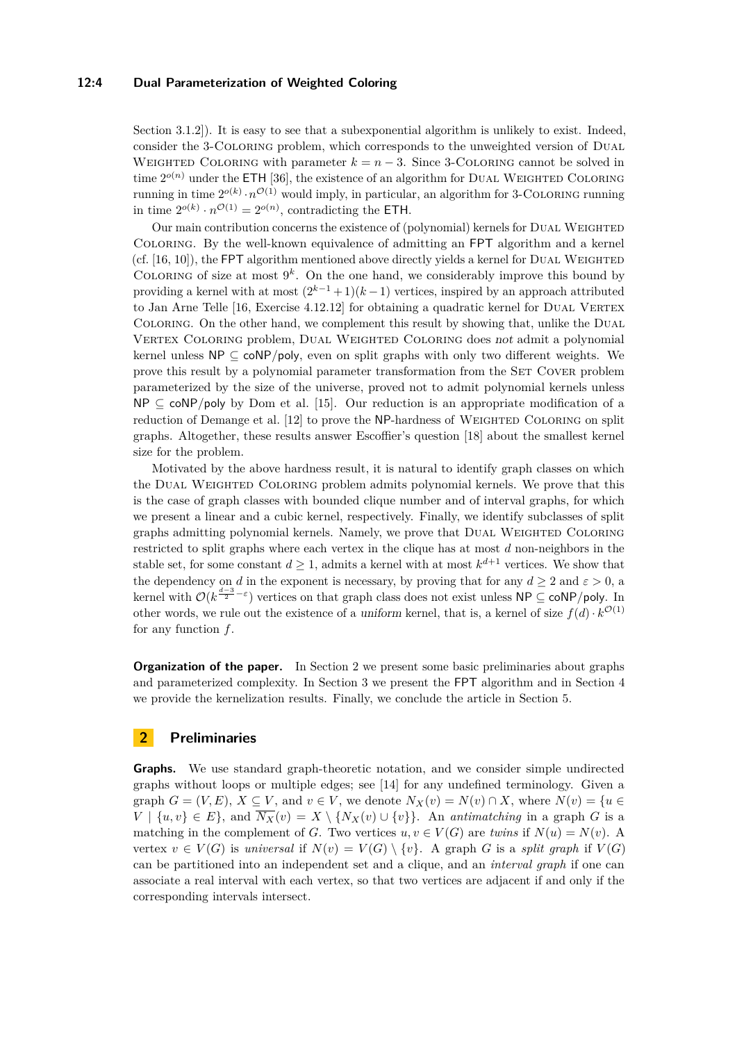Section 3.1.2]). It is easy to see that a subexponential algorithm is unlikely to exist. Indeed, consider the 3-Coloring problem, which corresponds to the unweighted version of Dual Weighted Coloring with parameter $k = n - 3$. Since 3-Coloring cannot be solved in time $2^{o(n)}$ under the ETH [36], the existence of an algorithm for Dual Weighted Coloring running in time $2^{o(k)} \cdot n^{\mathcal{O}(1)}$ would imply, in particular, an algorithm for 3-Coloring running in time $2^{o(k)} \cdot n^{\mathcal{O}(1)} = 2^{o(n)}$, contradicting the ETH.

Our main contribution concerns the existence of (polynomial) kernels for Dual Weighted Coloring. By the well-known equivalence of admitting an FPT algorithm and a kernel (cf. [16, 10]), the FPT algorithm mentioned above directly yields a kernel for Dual Weighted Coloring of size at most $9^k$. On the one hand, we considerably improve this bound by providing a kernel with at most $(2^{k-1}+1)(k-1)$ vertices, inspired by an approach attributed to Jan Arne Telle [16, Exercise 4.12.12] for obtaining a quadratic kernel for Dual Vertex Coloring. On the other hand, we complement this result by showing that, unlike the Dual Vertex Coloring problem, Dual Weighted Coloring does *not* admit a polynomial kernel unless NP $\subseteq$ coNP/poly, even on split graphs with only two different weights. We prove this result by a polynomial parameter transformation from the Set Cover problem parameterized by the size of the universe, proved not to admit polynomial kernels unless NP $\subseteq$ coNP/poly by Dom et al. [15]. Our reduction is an appropriate modification of a reduction of Demange et al. [12] to prove the NP-hardness of Weighted Coloring on split graphs. Altogether, these results answer Escoffier's question [18] about the smallest kernel size for the problem.

Motivated by the above hardness result, it is natural to identify graph classes on which the Dual Weighted Coloring problem admits polynomial kernels. We prove that this is the case of graph classes with bounded clique number and of interval graphs, for which we present a linear and a cubic kernel, respectively. Finally, we identify subclasses of split graphs admitting polynomial kernels. Namely, we prove that Dual Weighted Coloring restricted to split graphs where each vertex in the clique has at most $d$ non-neighbors in the stable set, for some constant $d \geq 1$, admits a kernel with at most $k^{d+1}$ vertices. We show that the dependency on $d$ in the exponent is necessary, by proving that for any $d \geq 2$ and $\varepsilon > 0$, a kernel with $\mathcal{O}(k^{\frac{d-3}{2}-\varepsilon})$ vertices on that graph class does not exist unless NP $\subseteq$ coNP/poly. In other words, we rule out the existence of a *uniform* kernel, that is, a kernel of size $f(d) \cdot k^{\mathcal{O}(1)}$ for any function $f$.

**Organization of the paper.** In Section 2 we present some basic preliminaries about graphs and parameterized complexity. In Section 3 we present the FPT algorithm and in Section 4 we provide the kernelization results. Finally, we conclude the article in Section 5.

## 2 Preliminaries

**Graphs.** We use standard graph-theoretic notation, and we consider simple undirected graphs without loops or multiple edges; see [14] for any undefined terminology. Given a graph $G = (V, E)$, $X \subseteq V$, and $v \in V$, we denote $N_X(v) = N(v) \cap X$, where $N(v) = \{u \in V \mid \{u, v\} \in E\}$, and $\overline{N_X}(v) = X \setminus \{N_X(v) \cup \{v\}\}$. An *antimatching* in a graph $G$ is a matching in the complement of $G$. Two vertices $u, v \in V(G)$ are *twins* if $N(u) = N(v)$. A vertex $v \in V(G)$ is *universal* if $N(v) = V(G) \setminus \{v\}$. A graph $G$ is a *split graph* if $V(G)$ can be partitioned into an independent set and a clique, and an *interval graph* if one can associate a real interval with each vertex, so that two vertices are adjacent if and only if the corresponding intervals intersect.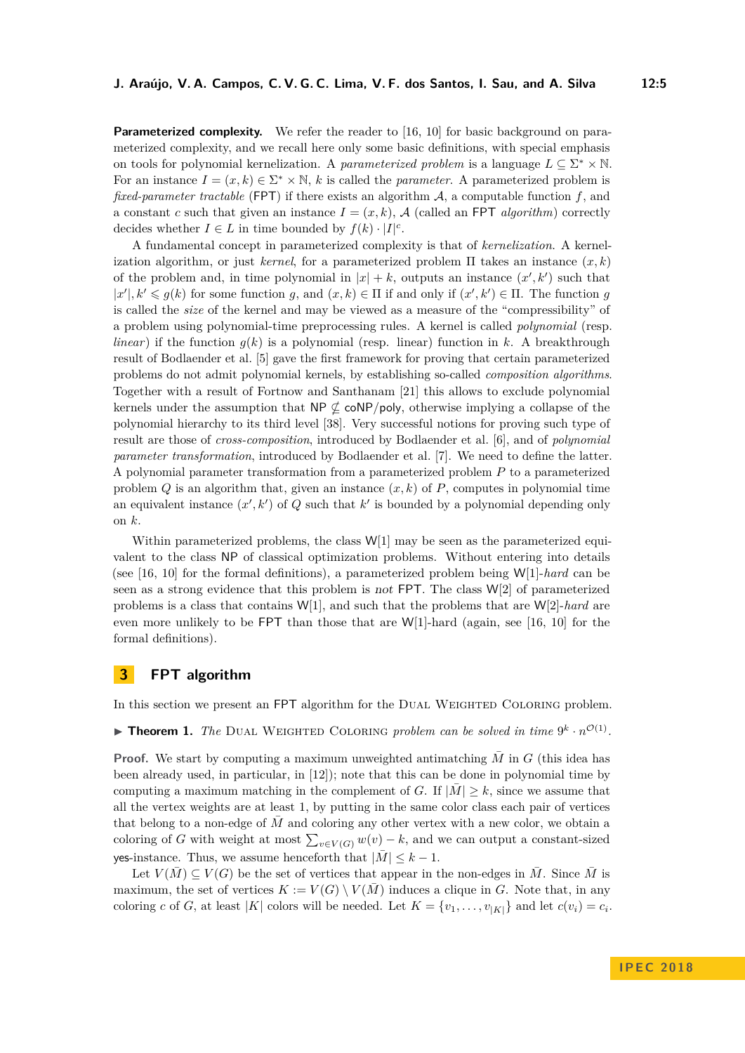**Parameterized complexity.** We refer the reader to [16, 10] for basic background on parameterized complexity, and we recall here only some basic definitions, with special emphasis on tools for polynomial kernelization. A *parameterized problem* is a language $L \subseteq \Sigma^* \times \mathbb{N}$. For an instance $I = (x, k) \in \Sigma^* \times \mathbb{N}$, $k$ is called the *parameter*. A parameterized problem is *fixed-parameter tractable* (FPT) if there exists an algorithm $\mathcal{A}$, a computable function $f$, and a constant $c$ such that given an instance $I = (x, k)$, $\mathcal{A}$ (called an FPT *algorithm*) correctly decides whether $I \in L$ in time bounded by $f(k) \cdot |I|^c$.

A fundamental concept in parameterized complexity is that of *kernelization*. A kernelization algorithm, or just *kernel*, for a parameterized problem $\Pi$ takes an instance $(x, k)$ of the problem and, in time polynomial in $|x| + k$, outputs an instance $(x', k')$ such that $|x'|, k' \leqslant g(k)$ for some function $g$, and $(x, k) \in \Pi$ if and only if $(x', k') \in \Pi$. The function $g$ is called the *size* of the kernel and may be viewed as a measure of the "compressibility" of a problem using polynomial-time preprocessing rules. A kernel is called *polynomial* (resp. *linear*) if the function $g(k)$ is a polynomial (resp. linear) function in $k$. A breakthrough result of Bodlaender et al. [5] gave the first framework for proving that certain parameterized problems do not admit polynomial kernels, by establishing so-called *composition algorithms*. Together with a result of Fortnow and Santhanam [21] this allows to exclude polynomial kernels under the assumption that $\mathsf{NP} \not\subseteq \mathsf{coNP/poly}$, otherwise implying a collapse of the polynomial hierarchy to its third level [38]. Very successful notions for proving such type of result are those of *cross-composition*, introduced by Bodlaender et al. [6], and of *polynomial parameter transformation*, introduced by Bodlaender et al. [7]. We need to define the latter. A polynomial parameter transformation from a parameterized problem $P$ to a parameterized problem $Q$ is an algorithm that, given an instance $(x, k)$ of $P$, computes in polynomial time an equivalent instance $(x', k')$ of $Q$ such that $k'$ is bounded by a polynomial depending only on $k$.

Within parameterized problems, the class W[1] may be seen as the parameterized equivalent to the class NP of classical optimization problems. Without entering into details (see [16, 10] for the formal definitions), a parameterized problem being W[1]-*hard* can be seen as a strong evidence that this problem is *not* FPT. The class W[2] of parameterized problems is a class that contains W[1], and such that the problems that are W[2]-*hard* are even more unlikely to be FPT than those that are W[1]-hard (again, see [16, 10] for the formal definitions).

## 3 FPT algorithm

In this section we present an FPT algorithm for the Dual Weighted Coloring problem.

▶ **Theorem 1.** *The* Dual Weighted Coloring *problem can be solved in time* $9^k \cdot n^{\mathcal{O}(1)}$.

**Proof.** We start by computing a maximum unweighted antimatching $\bar{M}$ in $G$ (this idea has been already used, in particular, in [12]); note that this can be done in polynomial time by computing a maximum matching in the complement of $G$. If $|\bar{M}| \geq k$, since we assume that all the vertex weights are at least 1, by putting in the same color class each pair of vertices that belong to a non-edge of $\bar{M}$ and coloring any other vertex with a new color, we obtain a coloring of $G$ with weight at most $\sum_{v \in V(G)} w(v) - k$, and we can output a constant-sized yes-instance. Thus, we assume henceforth that $|\bar{M}| \leq k - 1$.

Let $V(\bar{M}) \subseteq V(G)$ be the set of vertices that appear in the non-edges in $\bar{M}$. Since $\bar{M}$ is maximum, the set of vertices $K := V(G) \setminus V(\bar{M})$ induces a clique in $G$. Note that, in any coloring $c$ of $G$, at least $|K|$ colors will be needed. Let $K = \{v_1, \ldots, v_{|K|}\}$ and let $c(v_i) = c_i$.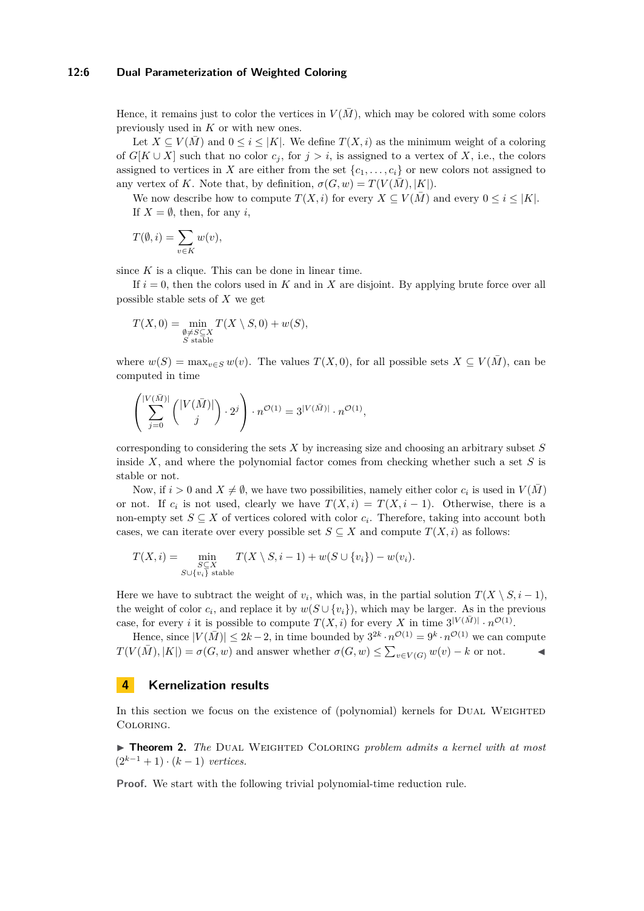Hence, it remains just to color the vertices in $V(\bar{M})$, which may be colored with some colors previously used in $K$ or with new ones.

Let $X \subseteq V(\bar{M})$ and $0 \leq i \leq |K|$. We define $T(X, i)$ as the minimum weight of a coloring of $G[K \cup X]$ such that no color $c_j$, for $j > i$, is assigned to a vertex of $X$, i.e., the colors assigned to vertices in $X$ are either from the set $\{c_1, \ldots, c_i\}$ or new colors not assigned to any vertex of $K$. Note that, by definition, $\sigma(G, w) = T(V(\bar{M}), |K|)$.

We now describe how to compute $T(X, i)$ for every $X \subseteq V(\bar{M})$ and every $0 \leq i \leq |K|$.

If $X = \emptyset$, then, for any $i$,

$$T(\emptyset, i) = \sum_{v \in K} w(v),$$

since $K$ is a clique. This can be done in linear time.

If $i = 0$, then the colors used in $K$ and in $X$ are disjoint. By applying brute force over all possible stable sets of $X$ we get

$$T(X, 0) = \min_{\substack{\emptyset \neq S \subseteq X \\ S \text{ stable}}} T(X \setminus S, 0) + w(S),$$

where $w(S) = \max_{v \in S} w(v)$. The values $T(X, 0)$, for all possible sets $X \subseteq V(\bar{M})$, can be computed in time

$$\left( \sum_{j=0}^{|V(\bar{M})|} \binom{|V(\bar{M})|}{j} \cdot 2^j \right) \cdot n^{\mathcal{O}(1)} = 3^{|V(\bar{M})|} \cdot n^{\mathcal{O}(1)},$$

corresponding to considering the sets $X$ by increasing size and choosing an arbitrary subset $S$ inside $X$, and where the polynomial factor comes from checking whether such a set $S$ is stable or not.

Now, if $i > 0$ and $X \neq \emptyset$, we have two possibilities, namely either color $c_i$ is used in $V(\bar{M})$ or not. If $c_i$ is not used, clearly we have $T(X, i) = T(X, i-1)$. Otherwise, there is a non-empty set $S \subseteq X$ of vertices colored with color $c_i$. Therefore, taking into account both cases, we can iterate over every possible set $S \subseteq X$ and compute $T(X, i)$ as follows:

$$T(X, i) = \min_{\substack{S \subseteq X \\ S \cup \{v_i\} \text{ stable}}} T(X \setminus S, i-1) + w(S \cup \{v_i\}) - w(v_i).$$

Here we have to subtract the weight of $v_i$, which was, in the partial solution $T(X \setminus S, i-1)$, the weight of color $c_i$, and replace it by $w(S \cup \{v_i\})$, which may be larger. As in the previous case, for every $i$ it is possible to compute $T(X, i)$ for every $X$ in time $3^{|V(\bar{M})|} \cdot n^{\mathcal{O}(1)}$.

Hence, since $|V(\bar{M})| \leq 2k-2$, in time bounded by $3^{2k} \cdot n^{\mathcal{O}(1)} = 9^k \cdot n^{\mathcal{O}(1)}$ we can compute $T(V(\bar{M}), |K|) = \sigma(G, w)$ and answer whether $\sigma(G, w) \leq \sum_{v \in V(G)} w(v) - k$ or not. ◀

## 4 Kernelization results

In this section we focus on the existence of (polynomial) kernels for Dual Weighted Coloring.

▶ **Theorem 2.** *The* Dual Weighted Coloring *problem admits a kernel with at most* $(2^{k-1}+1) \cdot (k-1)$ *vertices.*

**Proof.** We start with the following trivial polynomial-time reduction rule.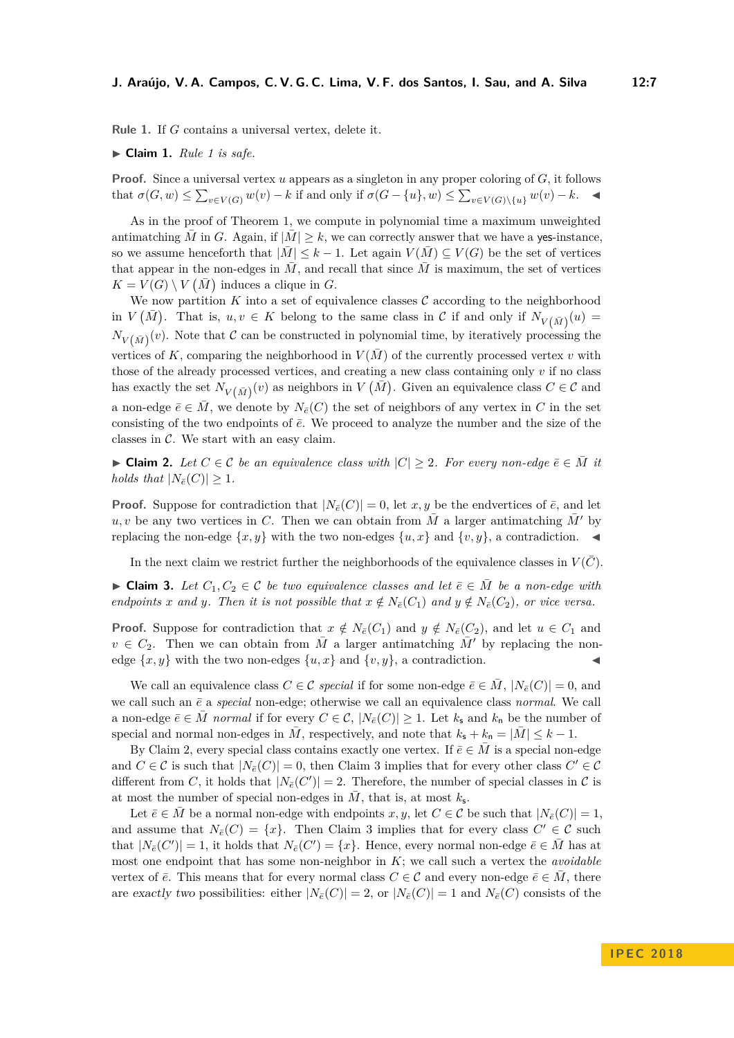**Rule 1.** If $G$ contains a universal vertex, delete it.

▶ **Claim 1.** *Rule 1 is safe.*

**Proof.** Since a universal vertex $u$ appears as a singleton in any proper coloring of $G$, it follows that $\sigma(G, w) \leq \sum_{v \in V(G)} w(v) - k$ if and only if $\sigma(G - \{u\}, w) \leq \sum_{v \in V(G) \setminus \{u\}} w(v) - k$. ◀

As in the proof of Theorem 1, we compute in polynomial time a maximum unweighted antimatching $\bar{M}$ in $G$. Again, if $|\bar{M}| \geq k$, we can correctly answer that we have a yes-instance, so we assume henceforth that $|\bar{M}| \leq k - 1$. Let again $V(\bar{M}) \subseteq V(G)$ be the set of vertices that appear in the non-edges in $\bar{M}$, and recall that since $\bar{M}$ is maximum, the set of vertices $K = V(G) \setminus V(\bar{M})$ induces a clique in $G$.

We now partition $K$ into a set of equivalence classes $\mathcal{C}$ according to the neighborhood in $V(\bar{M})$. That is, $u, v \in K$ belong to the same class in $\mathcal{C}$ if and only if $N_{V(\bar{M})}(u) = N_{V(\bar{M})}(v)$. Note that $\mathcal{C}$ can be constructed in polynomial time, by iteratively processing the vertices of $K$, comparing the neighborhood in $V(\bar{M})$ of the currently processed vertex $v$ with those of the already processed vertices, and creating a new class containing only $v$ if no class has exactly the set $N_{V(\bar{M})}(v)$ as neighbors in $V(\bar{M})$. Given an equivalence class $C \in \mathcal{C}$ and a non-edge $\bar{e} \in \bar{M}$, we denote by $N_{\bar{e}}(C)$ the set of neighbors of any vertex in $C$ in the set consisting of the two endpoints of $\bar{e}$. We proceed to analyze the number and the size of the classes in $\mathcal{C}$. We start with an easy claim.

▶ **Claim 2.** *Let $C \in \mathcal{C}$ be an equivalence class with $|C| \geq 2$. For every non-edge $\bar{e} \in \bar{M}$ it holds that $|N_{\bar{e}}(C)| \geq 1$.*

**Proof.** Suppose for contradiction that $|N_{\bar{e}}(C)| = 0$, let $x, y$ be the endvertices of $\bar{e}$, and let $u, v$ be any two vertices in $C$. Then we can obtain from $\bar{M}$ a larger antimatching $\bar{M}'$ by replacing the non-edge $\{x, y\}$ with the two non-edges $\{u, x\}$ and $\{v, y\}$, a contradiction. ◀

In the next claim we restrict further the neighborhoods of the equivalence classes in $V(\bar{C})$.

▶ **Claim 3.** *Let $C_1, C_2 \in \mathcal{C}$ be two equivalence classes and let $\bar{e} \in \bar{M}$ be a non-edge with endpoints $x$ and $y$. Then it is not possible that $x \notin N_{\bar{e}}(C_1)$ and $y \notin N_{\bar{e}}(C_2)$, or vice versa.*

**Proof.** Suppose for contradiction that $x \notin N_{\bar{e}}(C_1)$ and $y \notin N_{\bar{e}}(C_2)$, and let $u \in C_1$ and $v \in C_2$. Then we can obtain from $\bar{M}$ a larger antimatching $\bar{M}'$ by replacing the non-edge $\{x, y\}$ with the two non-edges $\{u, x\}$ and $\{v, y\}$, a contradiction. ◀

We call an equivalence class $C \in \mathcal{C}$ *special* if for some non-edge $\bar{e} \in \bar{M}$, $|N_{\bar{e}}(C)| = 0$, and we call such an $\bar{e}$ a *special* non-edge; otherwise we call an equivalence class *normal*. We call a non-edge $\bar{e} \in \bar{M}$ *normal* if for every $C \in \mathcal{C}$, $|N_{\bar{e}}(C)| \geq 1$. Let $k_{\mathsf{s}}$ and $k_{\mathsf{n}}$ be the number of special and normal non-edges in $\bar{M}$, respectively, and note that $k_{\mathsf{s}} + k_{\mathsf{n}} = |\bar{M}| \leq k - 1$.

By Claim 2, every special class contains exactly one vertex. If $\bar{e} \in \bar{M}$ is a special non-edge and $C \in \mathcal{C}$ is such that $|N_{\bar{e}}(C)| = 0$, then Claim 3 implies that for every other class $C' \in \mathcal{C}$ different from $C$, it holds that $|N_{\bar{e}}(C')| = 2$. Therefore, the number of special classes in $\mathcal{C}$ is at most the number of special non-edges in $\bar{M}$, that is, at most $k_{\mathsf{s}}$.

Let $\bar{e} \in \bar{M}$ be a normal non-edge with endpoints $x, y$, let $C \in \mathcal{C}$ be such that $|N_{\bar{e}}(C)| = 1$, and assume that $N_{\bar{e}}(C) = \{x\}$. Then Claim 3 implies that for every class $C' \in \mathcal{C}$ such that $|N_{\bar{e}}(C')| = 1$, it holds that $N_{\bar{e}}(C') = \{x\}$. Hence, every normal non-edge $\bar{e} \in \bar{M}$ has at most one endpoint that has some non-neighbor in $K$; we call such a vertex the *avoidable* vertex of $\bar{e}$. This means that for every normal class $C \in \mathcal{C}$ and every non-edge $\bar{e} \in \bar{M}$, there are *exactly two* possibilities: either $|N_{\bar{e}}(C)| = 2$, or $|N_{\bar{e}}(C)| = 1$ and $N_{\bar{e}}(C)$ consists of the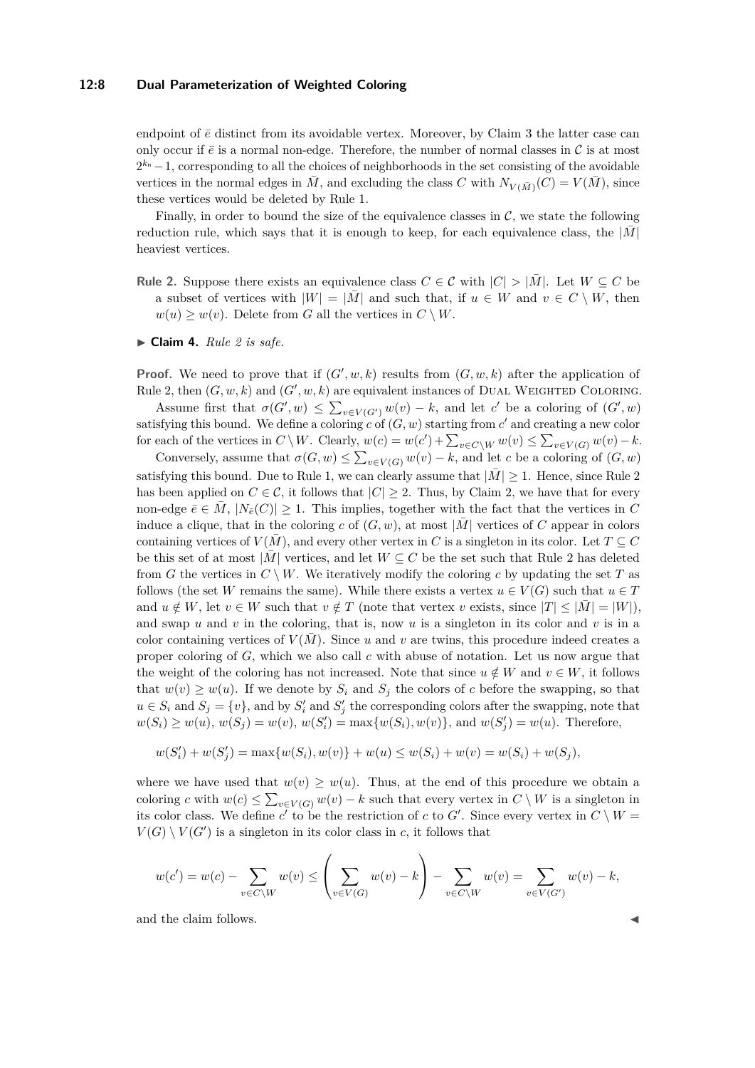endpoint of $\bar{e}$ distinct from its avoidable vertex. Moreover, by Claim 3 the latter case can only occur if $\bar{e}$ is a normal non-edge. Therefore, the number of normal classes in $\mathcal{C}$ is at most $2^{k_n} - 1$, corresponding to all the choices of neighborhoods in the set consisting of the avoidable vertices in the normal edges in $\bar{M}$, and excluding the class $C$ with $N_{V(\bar{M})}(C) = V(\bar{M})$, since these vertices would be deleted by Rule 1.

Finally, in order to bound the size of the equivalence classes in $\mathcal{C}$, we state the following reduction rule, which says that it is enough to keep, for each equivalence class, the $|\bar{M}|$ heaviest vertices.

**Rule 2.** Suppose there exists an equivalence class $C \in \mathcal{C}$ with $|C| > |\bar{M}|$. Let $W \subseteq C$ be a subset of vertices with $|W| = |\bar{M}|$ and such that, if $u \in W$ and $v \in C \setminus W$, then $w(u) \geq w(v)$. Delete from $G$ all the vertices in $C \setminus W$.

▶ **Claim 4.** *Rule 2 is safe.*

**Proof.** We need to prove that if $(G', w, k)$ results from $(G, w, k)$ after the application of Rule 2, then $(G, w, k)$ and $(G', w, k)$ are equivalent instances of Dual Weighted Coloring.

Assume first that $\sigma(G', w) \leq \sum_{v \in V(G')} w(v) - k$, and let $c'$ be a coloring of $(G', w)$ satisfying this bound. We define a coloring $c$ of $(G, w)$ starting from $c'$ and creating a new color for each of the vertices in $C \setminus W$. Clearly, $w(c) = w(c') + \sum_{v \in C \setminus W} w(v) \leq \sum_{v \in V(G)} w(v) - k$.

Conversely, assume that $\sigma(G, w) \leq \sum_{v \in V(G)} w(v) - k$, and let $c$ be a coloring of $(G, w)$ satisfying this bound. Due to Rule 1, we can clearly assume that $|\bar{M}| \geq 1$. Hence, since Rule 2 has been applied on $C \in \mathcal{C}$, it follows that $|C| \geq 2$. Thus, by Claim 2, we have that for every non-edge $\bar{e} \in \bar{M}$, $|N_{\bar{e}}(C)| \geq 1$. This implies, together with the fact that the vertices in $C$ induce a clique, that in the coloring $c$ of $(G, w)$, at most $|\bar{M}|$ vertices of $C$ appear in colors containing vertices of $V(\bar{M})$, and every other vertex in $C$ is a singleton in its color. Let $T \subseteq C$ be this set of at most $|\bar{M}|$ vertices, and let $W \subseteq C$ be the set such that Rule 2 has deleted from $G$ the vertices in $C \setminus W$. We iteratively modify the coloring $c$ by updating the set $T$ as follows (the set $W$ remains the same). While there exists a vertex $u \in V(G)$ such that $u \in T$ and $u \notin W$, let $v \in W$ such that $v \notin T$ (note that vertex $v$ exists, since $|T| \leq |\bar{M}| = |W|$), and swap $u$ and $v$ in the coloring, that is, now $u$ is a singleton in its color and $v$ is in a color containing vertices of $V(\bar{M})$. Since $u$ and $v$ are twins, this procedure indeed creates a proper coloring of $G$, which we also call $c$ with abuse of notation. Let us now argue that the weight of the coloring has not increased. Note that since $u \notin W$ and $v \in W$, it follows that $w(v) \geq w(u)$. If we denote by $S_i$ and $S_j$ the colors of $c$ before the swapping, so that $u \in S_i$ and $S_j = \{v\}$, and by $S'_i$ and $S'_j$ the corresponding colors after the swapping, note that $w(S_i) \geq w(u)$, $w(S_j) = w(v)$, $w(S'_i) = \max\{w(S_i), w(v)\}$, and $w(S'_j) = w(u)$. Therefore,

$$w(S'_i) + w(S'_j) = \max\{w(S_i), w(v)\} + w(u) \leq w(S_i) + w(v) = w(S_i) + w(S_j),$$

where we have used that $w(v) \geq w(u)$. Thus, at the end of this procedure we obtain a coloring $c$ with $w(c) \leq \sum_{v \in V(G)} w(v) - k$ such that every vertex in $C \setminus W$ is a singleton in its color class. We define $c'$ to be the restriction of $c$ to $G'$. Since every vertex in $C \setminus W = V(G) \setminus V(G')$ is a singleton in its color class in $c$, it follows that

$$w(c') = w(c) - \sum_{v \in C \setminus W} w(v) \leq \left( \sum_{v \in V(G)} w(v) - k \right) - \sum_{v \in C \setminus W} w(v) = \sum_{v \in V(G')} w(v) - k,$$

and the claim follows. ◀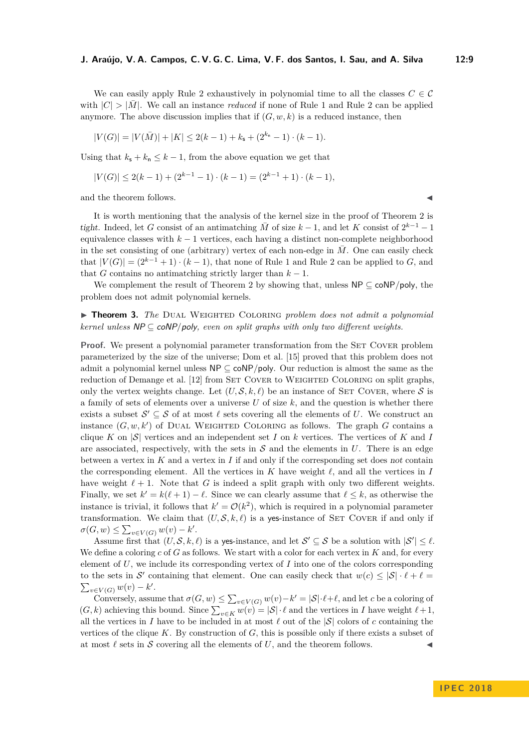We can easily apply Rule 2 exhaustively in polynomial time to all the classes $C \in \mathcal{C}$ with $|C| > |\bar{M}|$. We call an instance *reduced* if none of Rule 1 and Rule 2 can be applied anymore. The above discussion implies that if $(G, w, k)$ is a reduced instance, then

$$|V(G)| = |V(\bar{M})| + |K| \leq 2(k-1) + k_{\mathsf{s}} + (2^{k_{\mathsf{n}}} - 1) \cdot (k-1).$$

Using that $k_{\mathsf{s}} + k_{\mathsf{n}} \leq k - 1$, from the above equation we get that

$$|V(G)| \leq 2(k-1) + (2^{k-1} - 1) \cdot (k-1) = (2^{k-1} + 1) \cdot (k-1),$$

and the theorem follows. ◀

It is worth mentioning that the analysis of the kernel size in the proof of Theorem 2 is *tight*. Indeed, let $G$ consist of an antimatching $\bar{M}$ of size $k-1$, and let $K$ consist of $2^{k-1} - 1$ equivalence classes with $k-1$ vertices, each having a distinct non-complete neighborhood in the set consisting of one (arbitrary) vertex of each non-edge in $\bar{M}$. One can easily check that $|V(G)| = (2^{k-1} + 1) \cdot (k-1)$, that none of Rule 1 and Rule 2 can be applied to $G$, and that $G$ contains no antimatching strictly larger than $k-1$.

We complement the result of Theorem 2 by showing that, unless $\mathsf{NP} \subseteq \mathsf{coNP}/\mathsf{poly}$, the problem does not admit polynomial kernels.

▶ **Theorem 3.** *The* Dual Weighted Coloring *problem does not admit a polynomial kernel unless* $\mathsf{NP} \subseteq \mathsf{coNP}/\mathsf{poly}$*, even on split graphs with only two different weights.*

**Proof.** We present a polynomial parameter transformation from the Set Cover problem parameterized by the size of the universe; Dom et al. [15] proved that this problem does not admit a polynomial kernel unless $\mathsf{NP} \subseteq \mathsf{coNP}/\mathsf{poly}$. Our reduction is almost the same as the reduction of Demange et al. [12] from Set Cover to Weighted Coloring on split graphs, only the vertex weights change. Let $(U, \mathcal{S}, k, \ell)$ be an instance of Set Cover, where $\mathcal{S}$ is a family of sets of elements over a universe $U$ of size $k$, and the question is whether there exists a subset $\mathcal{S}' \subseteq \mathcal{S}$ of at most $\ell$ sets covering all the elements of $U$. We construct an instance $(G, w, k')$ of Dual Weighted Coloring as follows. The graph $G$ contains a clique $K$ on $|\mathcal{S}|$ vertices and an independent set $I$ on $k$ vertices. The vertices of $K$ and $I$ are associated, respectively, with the sets in $\mathcal{S}$ and the elements in $U$. There is an edge between a vertex in $K$ and a vertex in $I$ if and only if the corresponding set does *not* contain the corresponding element. All the vertices in $K$ have weight $\ell$, and all the vertices in $I$ have weight $\ell + 1$. Note that $G$ is indeed a split graph with only two different weights. Finally, we set $k' = k(\ell + 1) - \ell$. Since we can clearly assume that $\ell \leq k$, as otherwise the instance is trivial, it follows that $k' = \mathcal{O}(k^2)$, which is required in a polynomial parameter transformation. We claim that $(U, \mathcal{S}, k, \ell)$ is a $\mathsf{yes}$-instance of Set Cover if and only if $\sigma(G, w) \leq \sum_{v \in V(G)} w(v) - k'$.

Assume first that $(U, \mathcal{S}, k, \ell)$ is a $\mathsf{yes}$-instance, and let $\mathcal{S}' \subseteq \mathcal{S}$ be a solution with $|\mathcal{S}'| \leq \ell$. We define a coloring $c$ of $G$ as follows. We start with a color for each vertex in $K$ and, for every element of $U$, we include its corresponding vertex of $I$ into one of the colors corresponding to the sets in $\mathcal{S}'$ containing that element. One can easily check that $w(c) \leq |\mathcal{S}| \cdot \ell + \ell = \sum_{v \in V(G)} w(v) - k'$.

Conversely, assume that $\sigma(G, w) \leq \sum_{v \in V(G)} w(v) - k' = |\mathcal{S}| \cdot \ell + \ell$, and let $c$ be a coloring of $(G, k)$ achieving this bound. Since $\sum_{v \in K} w(v) = |\mathcal{S}| \cdot \ell$ and the vertices in $I$ have weight $\ell + 1$, all the vertices in $I$ have to be included in at most $\ell$ out of the $|\mathcal{S}|$ colors of $c$ containing the vertices of the clique $K$. By construction of $G$, this is possible only if there exists a subset of at most $\ell$ sets in $\mathcal{S}$ covering all the elements of $U$, and the theorem follows. ◀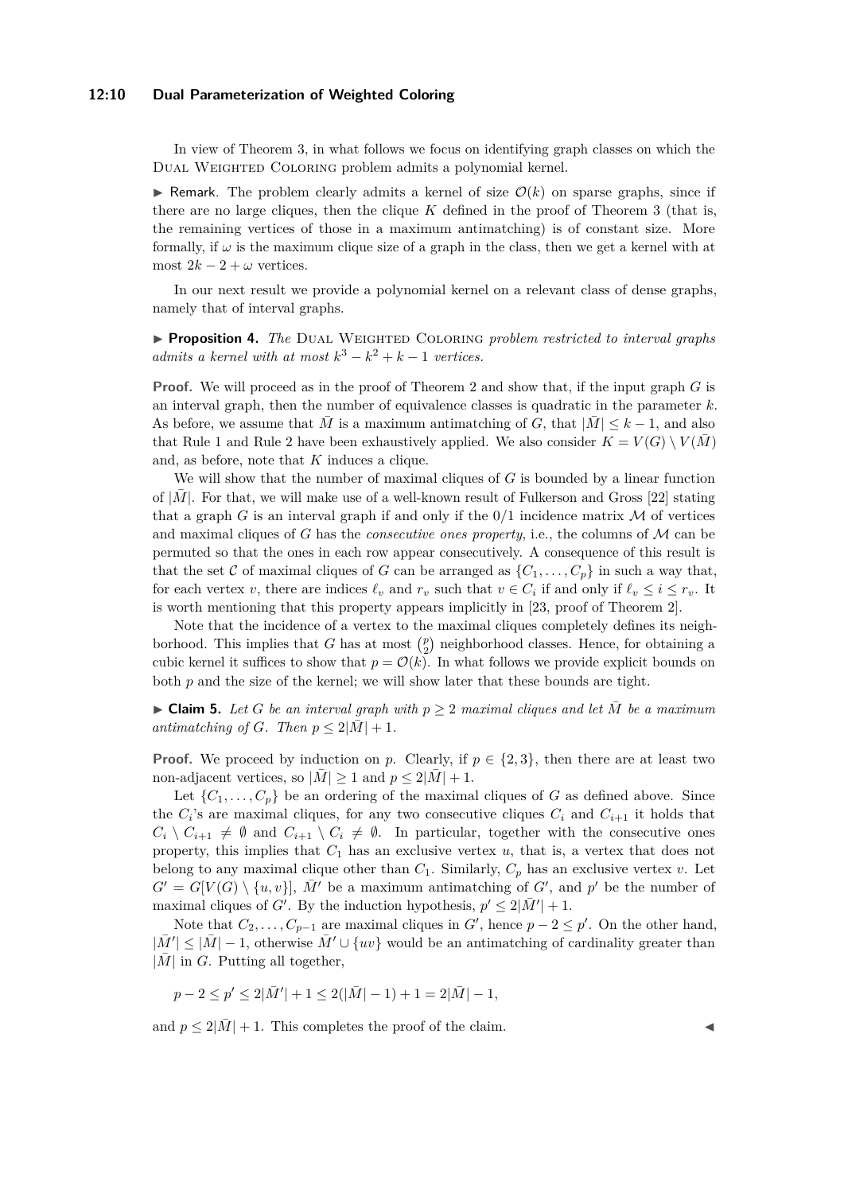In view of Theorem 3, in what follows we focus on identifying graph classes on which the Dual Weighted Coloring problem admits a polynomial kernel.

▶ Remark. The problem clearly admits a kernel of size $\mathcal{O}(k)$ on sparse graphs, since if there are no large cliques, then the clique $K$ defined in the proof of Theorem 3 (that is, the remaining vertices of those in a maximum antimatching) is of constant size. More formally, if $\omega$ is the maximum clique size of a graph in the class, then we get a kernel with at most $2k - 2 + \omega$ vertices.

In our next result we provide a polynomial kernel on a relevant class of dense graphs, namely that of interval graphs.

▶ **Proposition 4.** *The* Dual Weighted Coloring *problem restricted to interval graphs admits a kernel with at most $k^3 - k^2 + k - 1$ vertices.*

**Proof.** We will proceed as in the proof of Theorem 2 and show that, if the input graph $G$ is an interval graph, then the number of equivalence classes is quadratic in the parameter $k$. As before, we assume that $\bar{M}$ is a maximum antimatching of $G$, that $|\bar{M}| \leq k - 1$, and also that Rule 1 and Rule 2 have been exhaustively applied. We also consider $K = V(G) \setminus V(\bar{M})$ and, as before, note that $K$ induces a clique.

We will show that the number of maximal cliques of $G$ is bounded by a linear function of $|\bar{M}|$. For that, we will make use of a well-known result of Fulkerson and Gross [22] stating that a graph $G$ is an interval graph if and only if the $0/1$ incidence matrix $\mathcal{M}$ of vertices and maximal cliques of $G$ has the *consecutive ones property*, i.e., the columns of $\mathcal{M}$ can be permuted so that the ones in each row appear consecutively. A consequence of this result is that the set $\mathcal{C}$ of maximal cliques of $G$ can be arranged as $\{C_1, \ldots, C_p\}$ in such a way that, for each vertex $v$, there are indices $\ell_v$ and $r_v$ such that $v \in C_i$ if and only if $\ell_v \leq i \leq r_v$. It is worth mentioning that this property appears implicitly in [23, proof of Theorem 2].

Note that the incidence of a vertex to the maximal cliques completely defines its neighborhood. This implies that $G$ has at most $\binom{p}{2}$ neighborhood classes. Hence, for obtaining a cubic kernel it suffices to show that $p = \mathcal{O}(k)$. In what follows we provide explicit bounds on both $p$ and the size of the kernel; we will show later that these bounds are tight.

▶ **Claim 5.** *Let $G$ be an interval graph with $p \geq 2$ maximal cliques and let $\bar{M}$ be a maximum antimatching of $G$. Then $p \leq 2|\bar{M}| + 1$.*

**Proof.** We proceed by induction on $p$. Clearly, if $p \in \{2, 3\}$, then there are at least two non-adjacent vertices, so $|\bar{M}| \geq 1$ and $p \leq 2|\bar{M}| + 1$.

Let $\{C_1, \ldots, C_p\}$ be an ordering of the maximal cliques of $G$ as defined above. Since the $C_i$'s are maximal cliques, for any two consecutive cliques $C_i$ and $C_{i+1}$ it holds that $C_i \setminus C_{i+1} \neq \emptyset$ and $C_{i+1} \setminus C_i \neq \emptyset$. In particular, together with the consecutive ones property, this implies that $C_1$ has an exclusive vertex $u$, that is, a vertex that does not belong to any maximal clique other than $C_1$. Similarly, $C_p$ has an exclusive vertex $v$. Let $G' = G[V(G) \setminus \{u, v\}]$, $\bar{M}'$ be a maximum antimatching of $G'$, and $p'$ be the number of maximal cliques of $G'$. By the induction hypothesis, $p' \leq 2|\bar{M}'| + 1$.

Note that $C_2, \ldots, C_{p-1}$ are maximal cliques in $G'$, hence $p - 2 \leq p'$. On the other hand, $|\bar{M}'| \leq |\bar{M}| - 1$, otherwise $\bar{M}' \cup \{uv\}$ would be an antimatching of cardinality greater than $|\bar{M}|$ in $G$. Putting all together,

$$p - 2 \leq p' \leq 2|\bar{M}'| + 1 \leq 2(|\bar{M}| - 1) + 1 = 2|\bar{M}| - 1,$$

and $p \leq 2|\bar{M}| + 1$. This completes the proof of the claim. ◀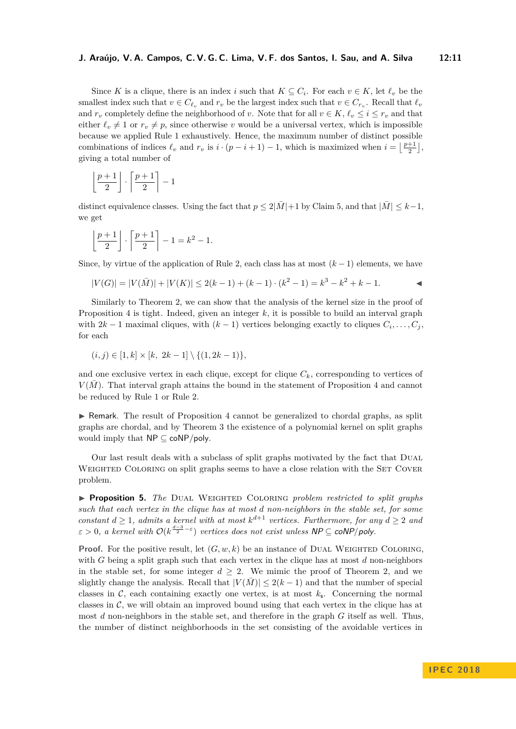Since $K$ is a clique, there is an index $i$ such that $K \subseteq C_i$. For each $v \in K$, let $\ell_v$ be the smallest index such that $v \in C_{\ell_v}$ and $r_v$ be the largest index such that $v \in C_{r_v}$. Recall that $\ell_v$ and $r_v$ completely define the neighborhood of $v$. Note that for all $v \in K$, $\ell_v \leq i \leq r_v$ and that either $\ell_v \neq 1$ or $r_v \neq p$, since otherwise $v$ would be a universal vertex, which is impossible because we applied Rule 1 exhaustively. Hence, the maximum number of distinct possible combinations of indices $\ell_v$ and $r_v$ is $i \cdot (p - i + 1) - 1$, which is maximized when $i = \lfloor \frac{p+1}{2} \rfloor$, giving a total number of

$$\left\lfloor \frac{p+1}{2} \right\rfloor \cdot \left\lceil \frac{p+1}{2} \right\rceil - 1$$

distinct equivalence classes. Using the fact that $p \leq 2|\bar{M}|+1$ by Claim 5, and that $|\bar{M}| \leq k-1$, we get

$$\left\lfloor \frac{p+1}{2} \right\rfloor \cdot \left\lceil \frac{p+1}{2} \right\rceil - 1 = k^2 - 1.$$

Since, by virtue of the application of Rule 2, each class has at most $(k-1)$ elements, we have

$$|V(G)| = |V(\bar{M})| + |V(K)| \leq 2(k-1) + (k-1) \cdot (k^2 - 1) = k^3 - k^2 + k - 1. \quad ◀$$

Similarly to Theorem 2, we can show that the analysis of the kernel size in the proof of Proposition 4 is tight. Indeed, given an integer $k$, it is possible to build an interval graph with $2k-1$ maximal cliques, with $(k-1)$ vertices belonging exactly to cliques $C_i, \ldots, C_j$, for each

$$(i, j) \in [1, k] \times [k,\ 2k-1] \setminus \{(1, 2k-1)\},$$

and one exclusive vertex in each clique, except for clique $C_k$, corresponding to vertices of $V(\bar{M})$. That interval graph attains the bound in the statement of Proposition 4 and cannot be reduced by Rule 1 or Rule 2.

▶ Remark. The result of Proposition 4 cannot be generalized to chordal graphs, as split graphs are chordal, and by Theorem 3 the existence of a polynomial kernel on split graphs would imply that NP $\subseteq$ coNP/poly.

Our last result deals with a subclass of split graphs motivated by the fact that Dual Weighted Coloring on split graphs seems to have a close relation with the Set Cover problem.

▶ **Proposition 5.** *The* Dual Weighted Coloring *problem restricted to split graphs such that each vertex in the clique has at most $d$ non-neighbors in the stable set, for some constant $d \geq 1$, admits a kernel with at most $k^{d+1}$ vertices. Furthermore, for any $d \geq 2$ and $\varepsilon > 0$, a kernel with $\mathcal{O}(k^{\frac{d-3}{2}-\varepsilon})$ vertices does not exist unless NP $\subseteq$ coNP/poly.*

**Proof.** For the positive result, let $(G, w, k)$ be an instance of Dual Weighted Coloring, with $G$ being a split graph such that each vertex in the clique has at most $d$ non-neighbors in the stable set, for some integer $d \geq 2$. We mimic the proof of Theorem 2, and we slightly change the analysis. Recall that $|V(\bar{M})| \leq 2(k-1)$ and that the number of special classes in $\mathcal{C}$, each containing exactly one vertex, is at most $k_{\mathfrak{s}}$. Concerning the normal classes in $\mathcal{C}$, we will obtain an improved bound using that each vertex in the clique has at most $d$ non-neighbors in the stable set, and therefore in the graph $G$ itself as well. Thus, the number of distinct neighborhoods in the set consisting of the avoidable vertices in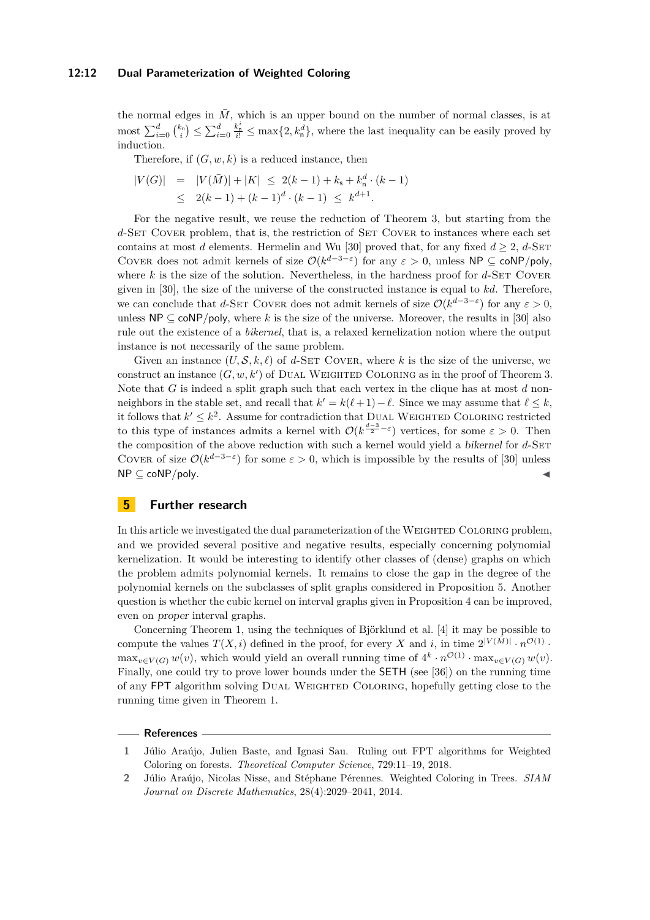the normal edges in $\bar{M}$, which is an upper bound on the number of normal classes, is at most $\sum_{i=0}^{d} \binom{k_\mathsf{n}}{i} \leq \sum_{i=0}^{d} \frac{k_\mathsf{n}^i}{i!} \leq \max\{2, k_\mathsf{n}^d\}$, where the last inequality can be easily proved by induction.

Therefore, if $(G, w, k)$ is a reduced instance, then

$$
\begin{aligned}
|V(G)| &= |V(\bar{M})| + |K| \leq 2(k-1) + k_\mathsf{s} + k_\mathsf{n}^d \cdot (k-1) \\
&\leq 2(k-1) + (k-1)^d \cdot (k-1) \leq k^{d+1}.
\end{aligned}
$$

For the negative result, we reuse the reduction of Theorem 3, but starting from the $d$-Set Cover problem, that is, the restriction of Set Cover to instances where each set contains at most $d$ elements. Hermelin and Wu [30] proved that, for any fixed $d \geq 2$, $d$-Set Cover does not admit kernels of size $\mathcal{O}(k^{d-3-\varepsilon})$ for any $\varepsilon > 0$, unless $\mathsf{NP} \subseteq \mathsf{coNP/poly}$, where $k$ is the size of the solution. Nevertheless, in the hardness proof for $d$-Set Cover given in [30], the size of the universe of the constructed instance is equal to $kd$. Therefore, we can conclude that $d$-Set Cover does not admit kernels of size $\mathcal{O}(k^{d-3-\varepsilon})$ for any $\varepsilon > 0$, unless $\mathsf{NP} \subseteq \mathsf{coNP/poly}$, where $k$ is the size of the universe. Moreover, the results in [30] also rule out the existence of a *bikernel*, that is, a relaxed kernelization notion where the output instance is not necessarily of the same problem.

Given an instance $(U, \mathcal{S}, k, \ell)$ of $d$-Set Cover, where $k$ is the size of the universe, we construct an instance $(G, w, k')$ of Dual Weighted Coloring as in the proof of Theorem 3. Note that $G$ is indeed a split graph such that each vertex in the clique has at most $d$ non-neighbors in the stable set, and recall that $k' = k(\ell+1) - \ell$. Since we may assume that $\ell \leq k$, it follows that $k' \leq k^2$. Assume for contradiction that Dual Weighted Coloring restricted to this type of instances admits a kernel with $\mathcal{O}(k^{\frac{d-3}{2}-\varepsilon})$ vertices, for some $\varepsilon > 0$. Then the composition of the above reduction with such a kernel would yield a *bikernel* for $d$-Set Cover of size $\mathcal{O}(k^{d-3-\varepsilon})$ for some $\varepsilon > 0$, which is impossible by the results of [30] unless $\mathsf{NP} \subseteq \mathsf{coNP/poly}$. ◀

## 5 Further research

In this article we investigated the dual parameterization of the Weighted Coloring problem, and we provided several positive and negative results, especially concerning polynomial kernelization. It would be interesting to identify other classes of (dense) graphs on which the problem admits polynomial kernels. It remains to close the gap in the degree of the polynomial kernels on the subclasses of split graphs considered in Proposition 5. Another question is whether the cubic kernel on interval graphs given in Proposition 4 can be improved, even on *proper* interval graphs.

Concerning Theorem 1, using the techniques of Björklund et al. [4] it may be possible to compute the values $T(X, i)$ defined in the proof, for every $X$ and $i$, in time $2^{|V(\bar{M})|} \cdot n^{\mathcal{O}(1)} \cdot \max_{v \in V(G)} w(v)$, which would yield an overall running time of $4^k \cdot n^{\mathcal{O}(1)} \cdot \max_{v \in V(G)} w(v)$. Finally, one could try to prove lower bounds under the $\mathsf{SETH}$ (see [36]) on the running time of any $\mathsf{FPT}$ algorithm solving Dual Weighted Coloring, hopefully getting close to the running time given in Theorem 1.

## References

1. Júlio Araújo, Julien Baste, and Ignasi Sau. Ruling out FPT algorithms for Weighted Coloring on forests. *Theoretical Computer Science*, 729:11–19, 2018.
2. Júlio Araújo, Nicolas Nisse, and Stéphane Pérennes. Weighted Coloring in Trees. *SIAM Journal on Discrete Mathematics*, 28(4):2029–2041, 2014.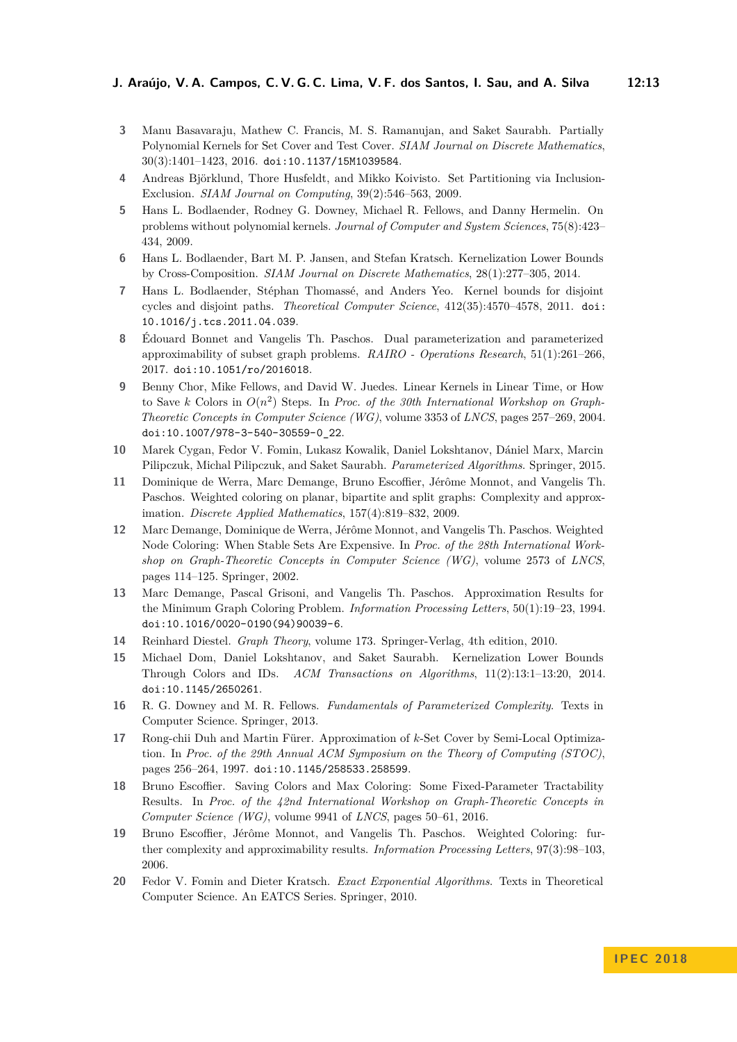3. Manu Basavaraju, Mathew C. Francis, M. S. Ramanujan, and Saket Saurabh. Partially Polynomial Kernels for Set Cover and Test Cover. *SIAM Journal on Discrete Mathematics*, 30(3):1401–1423, 2016. doi:10.1137/15M1039584.
4. Andreas Björklund, Thore Husfeldt, and Mikko Koivisto. Set Partitioning via Inclusion-Exclusion. *SIAM Journal on Computing*, 39(2):546–563, 2009.
5. Hans L. Bodlaender, Rodney G. Downey, Michael R. Fellows, and Danny Hermelin. On problems without polynomial kernels. *Journal of Computer and System Sciences*, 75(8):423–434, 2009.
6. Hans L. Bodlaender, Bart M. P. Jansen, and Stefan Kratsch. Kernelization Lower Bounds by Cross-Composition. *SIAM Journal on Discrete Mathematics*, 28(1):277–305, 2014.
7. Hans L. Bodlaender, Stéphan Thomassé, and Anders Yeo. Kernel bounds for disjoint cycles and disjoint paths. *Theoretical Computer Science*, 412(35):4570–4578, 2011. doi:10.1016/j.tcs.2011.04.039.
8. Édouard Bonnet and Vangelis Th. Paschos. Dual parameterization and parameterized approximability of subset graph problems. *RAIRO - Operations Research*, 51(1):261–266, 2017. doi:10.1051/ro/2016018.
9. Benny Chor, Mike Fellows, and David W. Juedes. Linear Kernels in Linear Time, or How to Save $k$ Colors in $O(n^2)$ Steps. In *Proc. of the 30th International Workshop on Graph-Theoretic Concepts in Computer Science (WG)*, volume 3353 of *LNCS*, pages 257–269, 2004. doi:10.1007/978-3-540-30559-0_22.
10. Marek Cygan, Fedor V. Fomin, Lukasz Kowalik, Daniel Lokshtanov, Dániel Marx, Marcin Pilipczuk, Michal Pilipczuk, and Saket Saurabh. *Parameterized Algorithms*. Springer, 2015.
11. Dominique de Werra, Marc Demange, Bruno Escoffier, Jérôme Monnot, and Vangelis Th. Paschos. Weighted coloring on planar, bipartite and split graphs: Complexity and approximation. *Discrete Applied Mathematics*, 157(4):819–832, 2009.
12. Marc Demange, Dominique de Werra, Jérôme Monnot, and Vangelis Th. Paschos. Weighted Node Coloring: When Stable Sets Are Expensive. In *Proc. of the 28th International Workshop on Graph-Theoretic Concepts in Computer Science (WG)*, volume 2573 of *LNCS*, pages 114–125. Springer, 2002.
13. Marc Demange, Pascal Grisoni, and Vangelis Th. Paschos. Approximation Results for the Minimum Graph Coloring Problem. *Information Processing Letters*, 50(1):19–23, 1994. doi:10.1016/0020-0190(94)90039-6.
14. Reinhard Diestel. *Graph Theory*, volume 173. Springer-Verlag, 4th edition, 2010.
15. Michael Dom, Daniel Lokshtanov, and Saket Saurabh. Kernelization Lower Bounds Through Colors and IDs. *ACM Transactions on Algorithms*, 11(2):13:1–13:20, 2014. doi:10.1145/2650261.
16. R. G. Downey and M. R. Fellows. *Fundamentals of Parameterized Complexity*. Texts in Computer Science. Springer, 2013.
17. Rong-chii Duh and Martin Fürer. Approximation of $k$-Set Cover by Semi-Local Optimization. In *Proc. of the 29th Annual ACM Symposium on the Theory of Computing (STOC)*, pages 256–264, 1997. doi:10.1145/258533.258599.
18. Bruno Escoffier. Saving Colors and Max Coloring: Some Fixed-Parameter Tractability Results. In *Proc. of the 42nd International Workshop on Graph-Theoretic Concepts in Computer Science (WG)*, volume 9941 of *LNCS*, pages 50–61, 2016.
19. Bruno Escoffier, Jérôme Monnot, and Vangelis Th. Paschos. Weighted Coloring: further complexity and approximability results. *Information Processing Letters*, 97(3):98–103, 2006.
20. Fedor V. Fomin and Dieter Kratsch. *Exact Exponential Algorithms*. Texts in Theoretical Computer Science. An EATCS Series. Springer, 2010.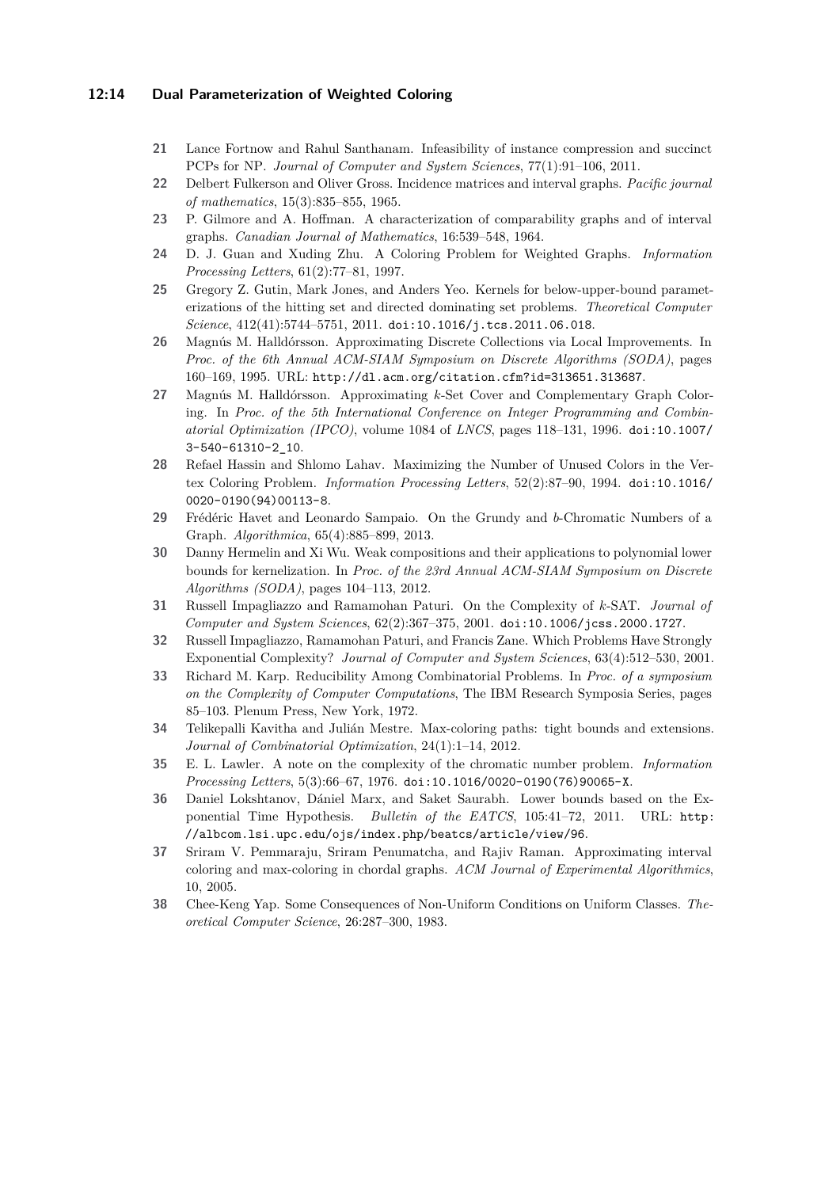21 Lance Fortnow and Rahul Santhanam. Infeasibility of instance compression and succinct PCPs for NP. *Journal of Computer and System Sciences*, 77(1):91–106, 2011.

22 Delbert Fulkerson and Oliver Gross. Incidence matrices and interval graphs. *Pacific journal of mathematics*, 15(3):835–855, 1965.

23 P. Gilmore and A. Hoffman. A characterization of comparability graphs and of interval graphs. *Canadian Journal of Mathematics*, 16:539–548, 1964.

24 D. J. Guan and Xuding Zhu. A Coloring Problem for Weighted Graphs. *Information Processing Letters*, 61(2):77–81, 1997.

25 Gregory Z. Gutin, Mark Jones, and Anders Yeo. Kernels for below-upper-bound parameterizations of the hitting set and directed dominating set problems. *Theoretical Computer Science*, 412(41):5744–5751, 2011. doi:10.1016/j.tcs.2011.06.018.

26 Magnús M. Halldórsson. Approximating Discrete Collections via Local Improvements. In *Proc. of the 6th Annual ACM-SIAM Symposium on Discrete Algorithms (SODA)*, pages 160–169, 1995. URL: http://dl.acm.org/citation.cfm?id=313651.313687.

27 Magnús M. Halldórsson. Approximating $k$-Set Cover and Complementary Graph Coloring. In *Proc. of the 5th International Conference on Integer Programming and Combinatorial Optimization (IPCO)*, volume 1084 of *LNCS*, pages 118–131, 1996. doi:10.1007/3-540-61310-2_10.

28 Refael Hassin and Shlomo Lahav. Maximizing the Number of Unused Colors in the Vertex Coloring Problem. *Information Processing Letters*, 52(2):87–90, 1994. doi:10.1016/0020-0190(94)00113-8.

29 Frédéric Havet and Leonardo Sampaio. On the Grundy and $b$-Chromatic Numbers of a Graph. *Algorithmica*, 65(4):885–899, 2013.

30 Danny Hermelin and Xi Wu. Weak compositions and their applications to polynomial lower bounds for kernelization. In *Proc. of the 23rd Annual ACM-SIAM Symposium on Discrete Algorithms (SODA)*, pages 104–113, 2012.

31 Russell Impagliazzo and Ramamohan Paturi. On the Complexity of $k$-SAT. *Journal of Computer and System Sciences*, 62(2):367–375, 2001. doi:10.1006/jcss.2000.1727.

32 Russell Impagliazzo, Ramamohan Paturi, and Francis Zane. Which Problems Have Strongly Exponential Complexity? *Journal of Computer and System Sciences*, 63(4):512–530, 2001.

33 Richard M. Karp. Reducibility Among Combinatorial Problems. In *Proc. of a symposium on the Complexity of Computer Computations*, The IBM Research Symposia Series, pages 85–103. Plenum Press, New York, 1972.

34 Telikepalli Kavitha and Julián Mestre. Max-coloring paths: tight bounds and extensions. *Journal of Combinatorial Optimization*, 24(1):1–14, 2012.

35 E. L. Lawler. A note on the complexity of the chromatic number problem. *Information Processing Letters*, 5(3):66–67, 1976. doi:10.1016/0020-0190(76)90065-X.

36 Daniel Lokshtanov, Dániel Marx, and Saket Saurabh. Lower bounds based on the Exponential Time Hypothesis. *Bulletin of the EATCS*, 105:41–72, 2011. URL: http://albcom.lsi.upc.edu/ojs/index.php/beatcs/article/view/96.

37 Sriram V. Pemmaraju, Sriram Penumatcha, and Rajiv Raman. Approximating interval coloring and max-coloring in chordal graphs. *ACM Journal of Experimental Algorithmics*, 10, 2005.

38 Chee-Keng Yap. Some Consequences of Non-Uniform Conditions on Uniform Classes. *Theoretical Computer Science*, 26:287–300, 1983.